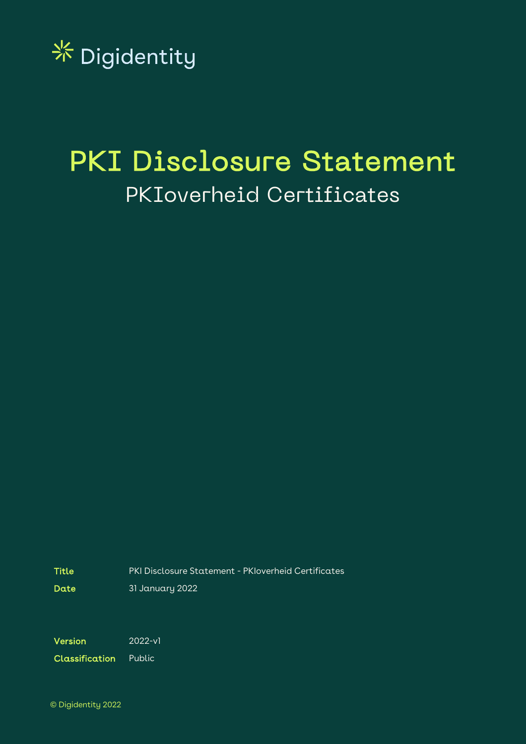Digidentity

# PKI Disclosure Statement

## PKIoverheid Certificates

| | |
|---|---|
| **Title** | PKI Disclosure Statement - PKIoverheid Certificates |
| **Date** | 31 January 2022 |
| **Version** | 2022-v1 |
| **Classification** | Public |

© Digidentity 2022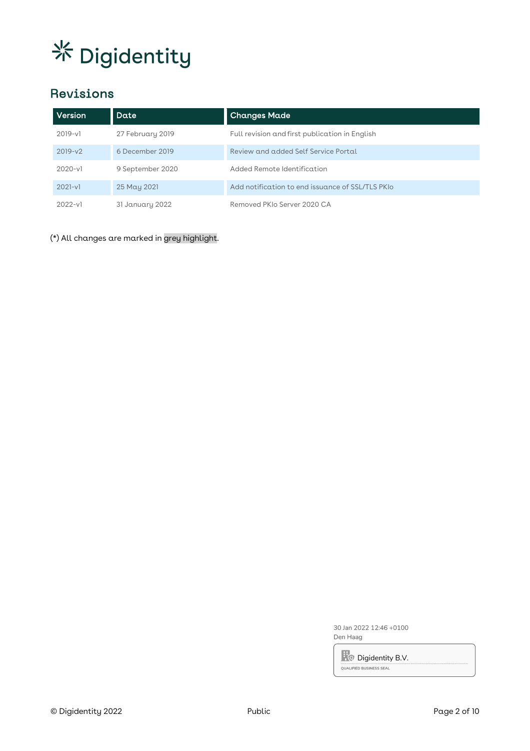# Digidentity

## Revisions

| Version | Date | Changes Made |
|---|---|---|
| 2019-v1 | 27 February 2019 | Full revision and first publication in English |
| 2019-v2 | 6 December 2019 | Review and added Self Service Portal |
| 2020-v1 | 9 September 2020 | Added Remote Identification |
| 2021-v1 | 25 May 2021 | Add notification to end issuance of SSL/TLS PKIo |
| 2022-v1 | 31 January 2022 | Removed PKIo Server 2020 CA |

(*) All changes are marked in grey highlight.

30 Jan 2022 12:46 +0100
Den Haag

Digidentity B.V.
QUALIFIED BUSINESS SEAL

© Digidentity 2022 Public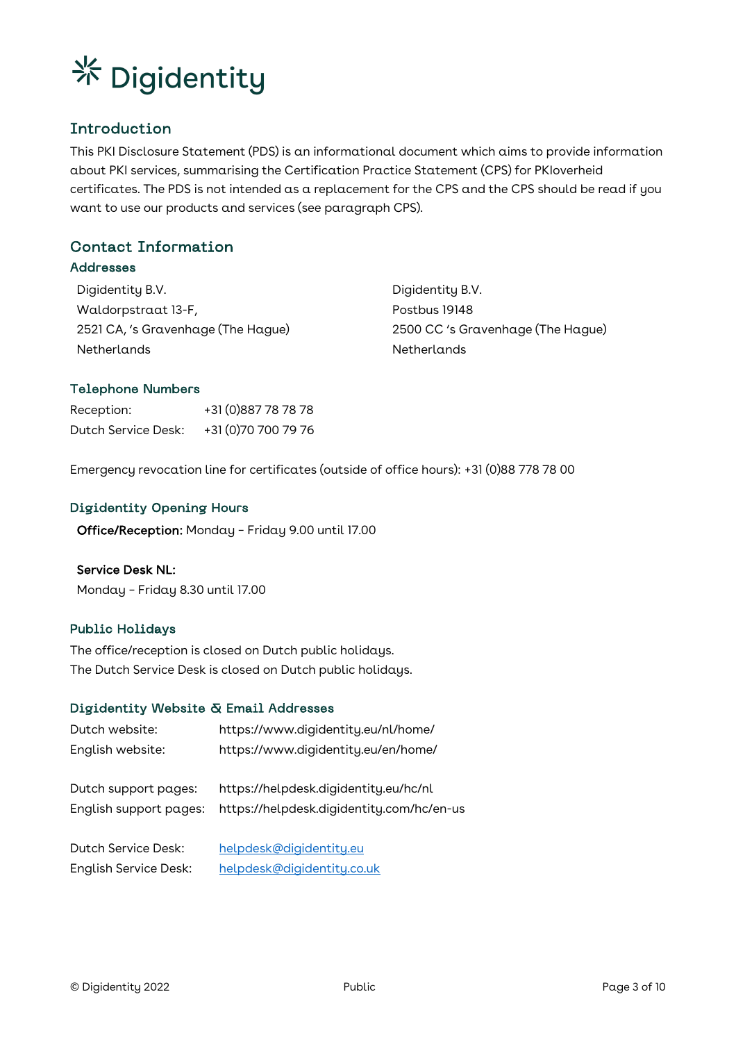# Digidentity

## Introduction

This PKI Disclosure Statement (PDS) is an informational document which aims to provide information about PKI services, summarising the Certification Practice Statement (CPS) for PKIoverheid certificates. The PDS is not intended as a replacement for the CPS and the CPS should be read if you want to use our products and services (see paragraph CPS).

## Contact Information

### Addresses

Digidentity B.V.
Waldorpstraat 13-F,
2521 CA, 's Gravenhage (The Hague)
Netherlands

Digidentity B.V.
Postbus 19148
2500 CC 's Gravenhage (The Hague)
Netherlands

### Telephone Numbers

| | |
|---|---|
| Reception: | +31 (0)887 78 78 78 |
| Dutch Service Desk: | +31 (0)70 700 79 76 |

Emergency revocation line for certificates (outside of office hours): +31 (0)88 778 78 00

### Digidentity Opening Hours

**Office/Reception:** Monday – Friday 9.00 until 17.00

**Service Desk NL:**
Monday – Friday 8.30 until 17.00

### Public Holidays

The office/reception is closed on Dutch public holidays.
The Dutch Service Desk is closed on Dutch public holidays.

### Digidentity Website & Email Addresses

| | |
|---|---|
| Dutch website: | https://www.digidentity.eu/nl/home/ |
| English website: | https://www.digidentity.eu/en/home/ |
| Dutch support pages: | https://helpdesk.digidentity.eu/hc/nl |
| English support pages: | https://helpdesk.digidentity.com/hc/en-us |
| Dutch Service Desk: | helpdesk@digidentity.eu |
| English Service Desk: | helpdesk@digidentity.co.uk |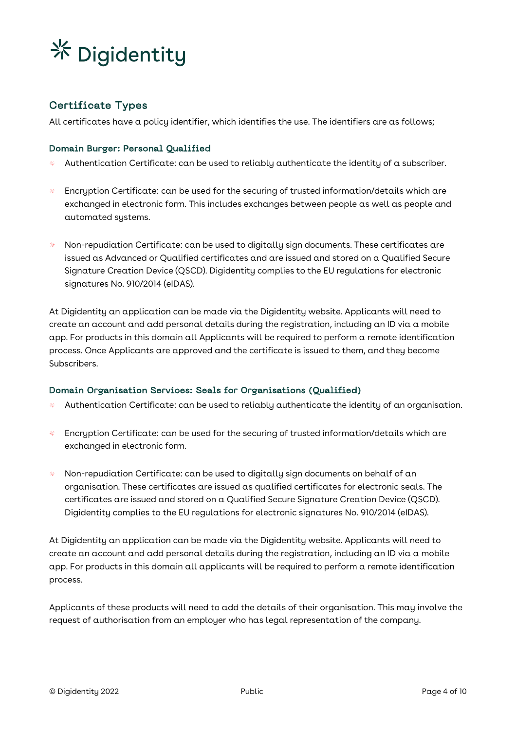## Certificate Types

All certificates have a policy identifier, which identifies the use. The identifiers are as follows;

### Domain Burger: Personal Qualified

- Authentication Certificate: can be used to reliably authenticate the identity of a subscriber.
- Encryption Certificate: can be used for the securing of trusted information/details which are exchanged in electronic form. This includes exchanges between people as well as people and automated systems.
- Non-repudiation Certificate: can be used to digitally sign documents. These certificates are issued as Advanced or Qualified certificates and are issued and stored on a Qualified Secure Signature Creation Device (QSCD). Digidentity complies to the EU regulations for electronic signatures No. 910/2014 (eIDAS).

At Digidentity an application can be made via the Digidentity website. Applicants will need to create an account and add personal details during the registration, including an ID via a mobile app. For products in this domain all Applicants will be required to perform a remote identification process. Once Applicants are approved and the certificate is issued to them, and they become Subscribers.

### Domain Organisation Services: Seals for Organisations (Qualified)

- Authentication Certificate: can be used to reliably authenticate the identity of an organisation.
- Encryption Certificate: can be used for the securing of trusted information/details which are exchanged in electronic form.
- Non-repudiation Certificate: can be used to digitally sign documents on behalf of an organisation. These certificates are issued as qualified certificates for electronic seals. The certificates are issued and stored on a Qualified Secure Signature Creation Device (QSCD). Digidentity complies to the EU regulations for electronic signatures No. 910/2014 (eIDAS).

At Digidentity an application can be made via the Digidentity website. Applicants will need to create an account and add personal details during the registration, including an ID via a mobile app. For products in this domain all applicants will be required to perform a remote identification process.

Applicants of these products will need to add the details of their organisation. This may involve the request of authorisation from an employer who has legal representation of the company.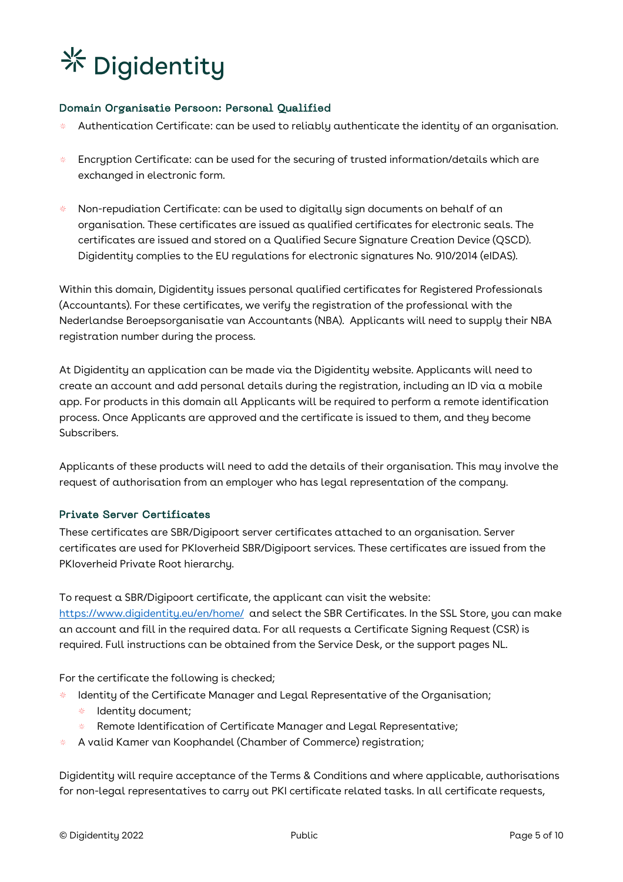### Domain Organisatie Persoon: Personal Qualified

- Authentication Certificate: can be used to reliably authenticate the identity of an organisation.
- Encryption Certificate: can be used for the securing of trusted information/details which are exchanged in electronic form.
- Non-repudiation Certificate: can be used to digitally sign documents on behalf of an organisation. These certificates are issued as qualified certificates for electronic seals. The certificates are issued and stored on a Qualified Secure Signature Creation Device (QSCD). Digidentity complies to the EU regulations for electronic signatures No. 910/2014 (eIDAS).

Within this domain, Digidentity issues personal qualified certificates for Registered Professionals (Accountants). For these certificates, we verify the registration of the professional with the Nederlandse Beroepsorganisatie van Accountants (NBA). Applicants will need to supply their NBA registration number during the process.

At Digidentity an application can be made via the Digidentity website. Applicants will need to create an account and add personal details during the registration, including an ID via a mobile app. For products in this domain all Applicants will be required to perform a remote identification process. Once Applicants are approved and the certificate is issued to them, and they become Subscribers.

Applicants of these products will need to add the details of their organisation. This may involve the request of authorisation from an employer who has legal representation of the company.

### Private Server Certificates

These certificates are SBR/Digipoort server certificates attached to an organisation. Server certificates are used for PKIoverheid SBR/Digipoort services. These certificates are issued from the PKIoverheid Private Root hierarchy.

To request a SBR/Digipoort certificate, the applicant can visit the website: [https://www.digidentity.eu/en/home/](https://www.digidentity.eu/en/home/) and select the SBR Certificates. In the SSL Store, you can make an account and fill in the required data. For all requests a Certificate Signing Request (CSR) is required. Full instructions can be obtained from the Service Desk, or the support pages NL.

For the certificate the following is checked;

- Identity of the Certificate Manager and Legal Representative of the Organisation;
  - Identity document;
  - Remote Identification of Certificate Manager and Legal Representative;
- A valid Kamer van Koophandel (Chamber of Commerce) registration;

Digidentity will require acceptance of the Terms & Conditions and where applicable, authorisations for non-legal representatives to carry out PKI certificate related tasks. In all certificate requests,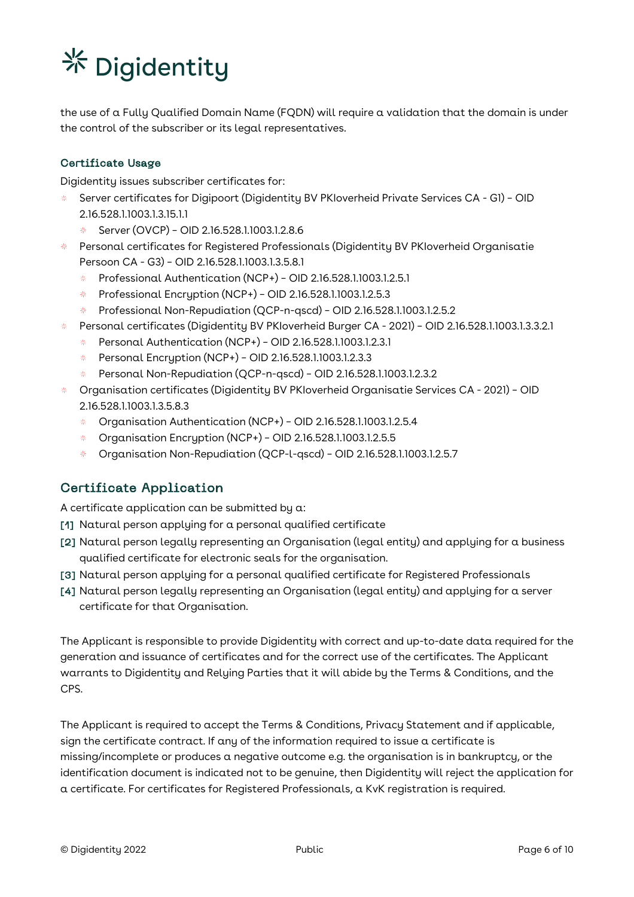the use of a Fully Qualified Domain Name (FQDN) will require a validation that the domain is under the control of the subscriber or its legal representatives.

### Certificate Usage

Digidentity issues subscriber certificates for:

- Server certificates for Digipoort (Digidentity BV PKIoverheid Private Services CA - G1) – OID 2.16.528.1.1003.1.3.15.1.1
    - Server (OVCP) – OID 2.16.528.1.1003.1.2.8.6
- Personal certificates for Registered Professionals (Digidentity BV PKIoverheid Organisatie Persoon CA - G3) – OID 2.16.528.1.1003.1.3.5.8.1
    - Professional Authentication (NCP+) – OID 2.16.528.1.1003.1.2.5.1
    - Professional Encryption (NCP+) – OID 2.16.528.1.1003.1.2.5.3
    - Professional Non-Repudiation (QCP-n-qscd) – OID 2.16.528.1.1003.1.2.5.2
- Personal certificates (Digidentity BV PKIoverheid Burger CA - 2021) – OID 2.16.528.1.1003.1.3.3.2.1
    - Personal Authentication (NCP+) – OID 2.16.528.1.1003.1.2.3.1
    - Personal Encryption (NCP+) – OID 2.16.528.1.1003.1.2.3.3
    - Personal Non-Repudiation (QCP-n-qscd) – OID 2.16.528.1.1003.1.2.3.2
- Organisation certificates (Digidentity BV PKIoverheid Organisatie Services CA - 2021) – OID 2.16.528.1.1003.1.3.5.8.3
    - Organisation Authentication (NCP+) – OID 2.16.528.1.1003.1.2.5.4
    - Organisation Encryption (NCP+) – OID 2.16.528.1.1003.1.2.5.5
    - Organisation Non-Repudiation (QCP-l-qscd) – OID 2.16.528.1.1003.1.2.5.7

## Certificate Application

A certificate application can be submitted by a:

[1] Natural person applying for a personal qualified certificate

[2] Natural person legally representing an Organisation (legal entity) and applying for a business qualified certificate for electronic seals for the organisation.

[3] Natural person applying for a personal qualified certificate for Registered Professionals

[4] Natural person legally representing an Organisation (legal entity) and applying for a server certificate for that Organisation.

The Applicant is responsible to provide Digidentity with correct and up-to-date data required for the generation and issuance of certificates and for the correct use of the certificates. The Applicant warrants to Digidentity and Relying Parties that it will abide by the Terms & Conditions, and the CPS.

The Applicant is required to accept the Terms & Conditions, Privacy Statement and if applicable, sign the certificate contract. If any of the information required to issue a certificate is missing/incomplete or produces a negative outcome e.g. the organisation is in bankruptcy, or the identification document is indicated not to be genuine, then Digidentity will reject the application for a certificate. For certificates for Registered Professionals, a KvK registration is required.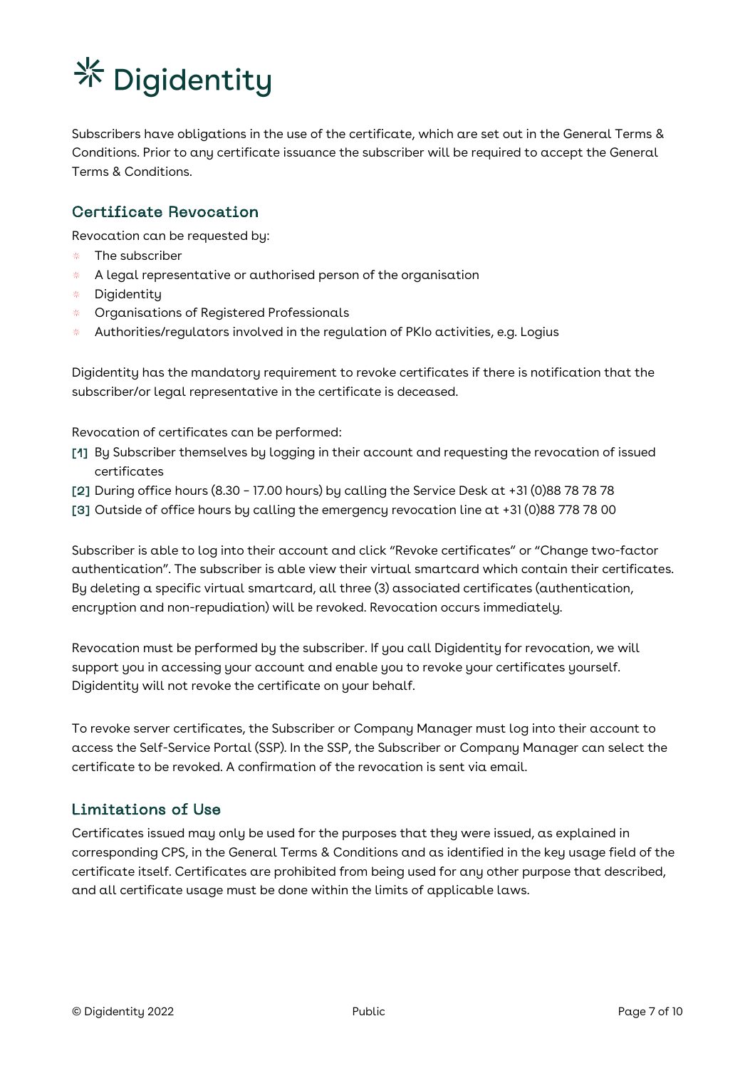Subscribers have obligations in the use of the certificate, which are set out in the General Terms & Conditions. Prior to any certificate issuance the subscriber will be required to accept the General Terms & Conditions.

## Certificate Revocation

Revocation can be requested by:

- The subscriber
- A legal representative or authorised person of the organisation
- Digidentity
- Organisations of Registered Professionals
- Authorities/regulators involved in the regulation of PKIo activities, e.g. Logius

Digidentity has the mandatory requirement to revoke certificates if there is notification that the subscriber/or legal representative in the certificate is deceased.

Revocation of certificates can be performed:

[1] By Subscriber themselves by logging in their account and requesting the revocation of issued certificates
[2] During office hours (8.30 – 17.00 hours) by calling the Service Desk at +31 (0)88 78 78 78
[3] Outside of office hours by calling the emergency revocation line at +31 (0)88 778 78 00

Subscriber is able to log into their account and click "Revoke certificates" or "Change two-factor authentication". The subscriber is able view their virtual smartcard which contain their certificates. By deleting a specific virtual smartcard, all three (3) associated certificates (authentication, encryption and non-repudiation) will be revoked. Revocation occurs immediately.

Revocation must be performed by the subscriber. If you call Digidentity for revocation, we will support you in accessing your account and enable you to revoke your certificates yourself. Digidentity will not revoke the certificate on your behalf.

To revoke server certificates, the Subscriber or Company Manager must log into their account to access the Self-Service Portal (SSP). In the SSP, the Subscriber or Company Manager can select the certificate to be revoked. A confirmation of the revocation is sent via email.

## Limitations of Use

Certificates issued may only be used for the purposes that they were issued, as explained in corresponding CPS, in the General Terms & Conditions and as identified in the key usage field of the certificate itself. Certificates are prohibited from being used for any other purpose that described, and all certificate usage must be done within the limits of applicable laws.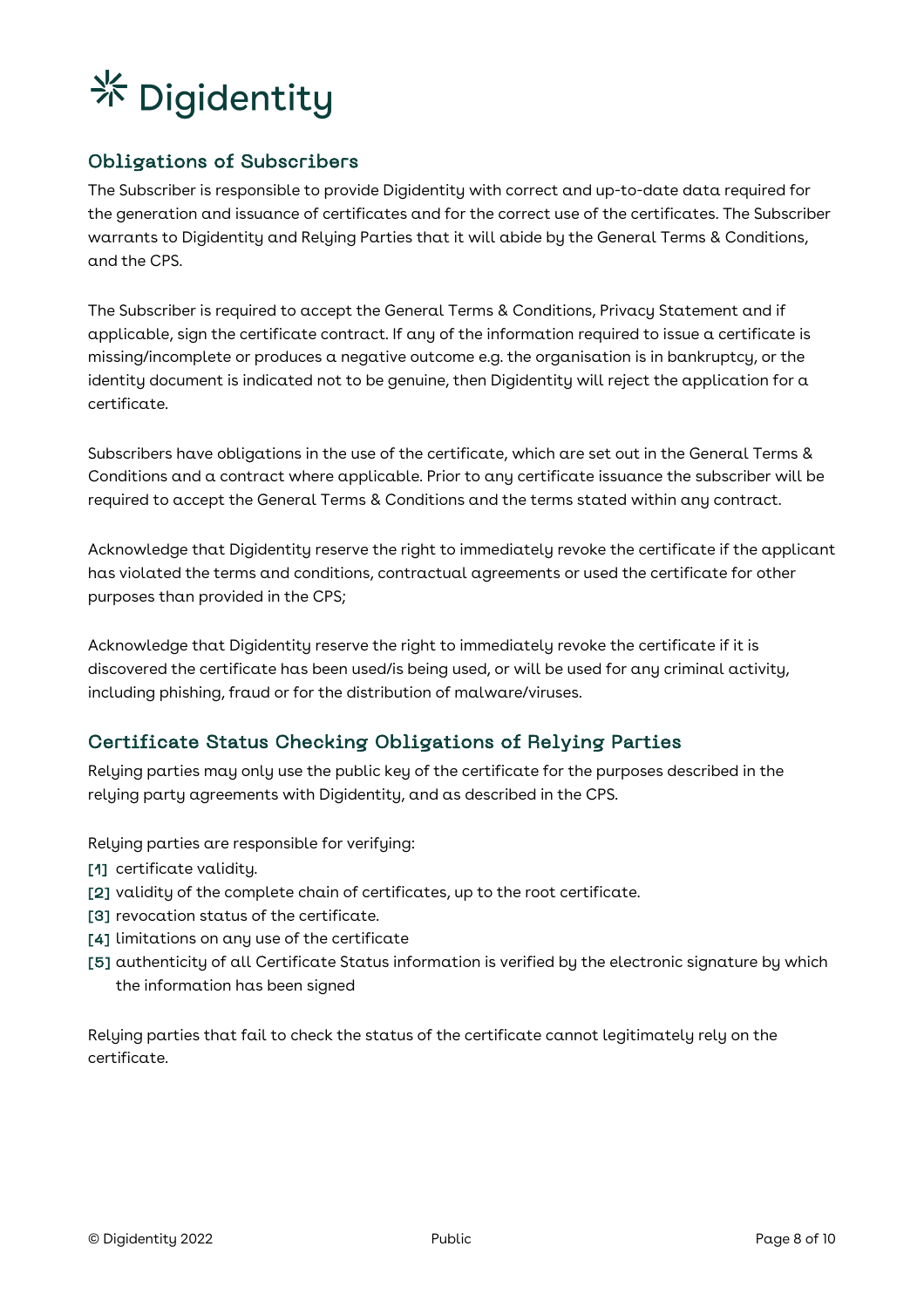## Obligations of Subscribers

The Subscriber is responsible to provide Digidentity with correct and up-to-date data required for the generation and issuance of certificates and for the correct use of the certificates. The Subscriber warrants to Digidentity and Relying Parties that it will abide by the General Terms & Conditions, and the CPS.

The Subscriber is required to accept the General Terms & Conditions, Privacy Statement and if applicable, sign the certificate contract. If any of the information required to issue a certificate is missing/incomplete or produces a negative outcome e.g. the organisation is in bankruptcy, or the identity document is indicated not to be genuine, then Digidentity will reject the application for a certificate.

Subscribers have obligations in the use of the certificate, which are set out in the General Terms & Conditions and a contract where applicable. Prior to any certificate issuance the subscriber will be required to accept the General Terms & Conditions and the terms stated within any contract.

Acknowledge that Digidentity reserve the right to immediately revoke the certificate if the applicant has violated the terms and conditions, contractual agreements or used the certificate for other purposes than provided in the CPS;

Acknowledge that Digidentity reserve the right to immediately revoke the certificate if it is discovered the certificate has been used/is being used, or will be used for any criminal activity, including phishing, fraud or for the distribution of malware/viruses.

## Certificate Status Checking Obligations of Relying Parties

Relying parties may only use the public key of the certificate for the purposes described in the relying party agreements with Digidentity, and as described in the CPS.

Relying parties are responsible for verifying:

[1] certificate validity.
[2] validity of the complete chain of certificates, up to the root certificate.
[3] revocation status of the certificate.
[4] limitations on any use of the certificate
[5] authenticity of all Certificate Status information is verified by the electronic signature by which the information has been signed

Relying parties that fail to check the status of the certificate cannot legitimately rely on the certificate.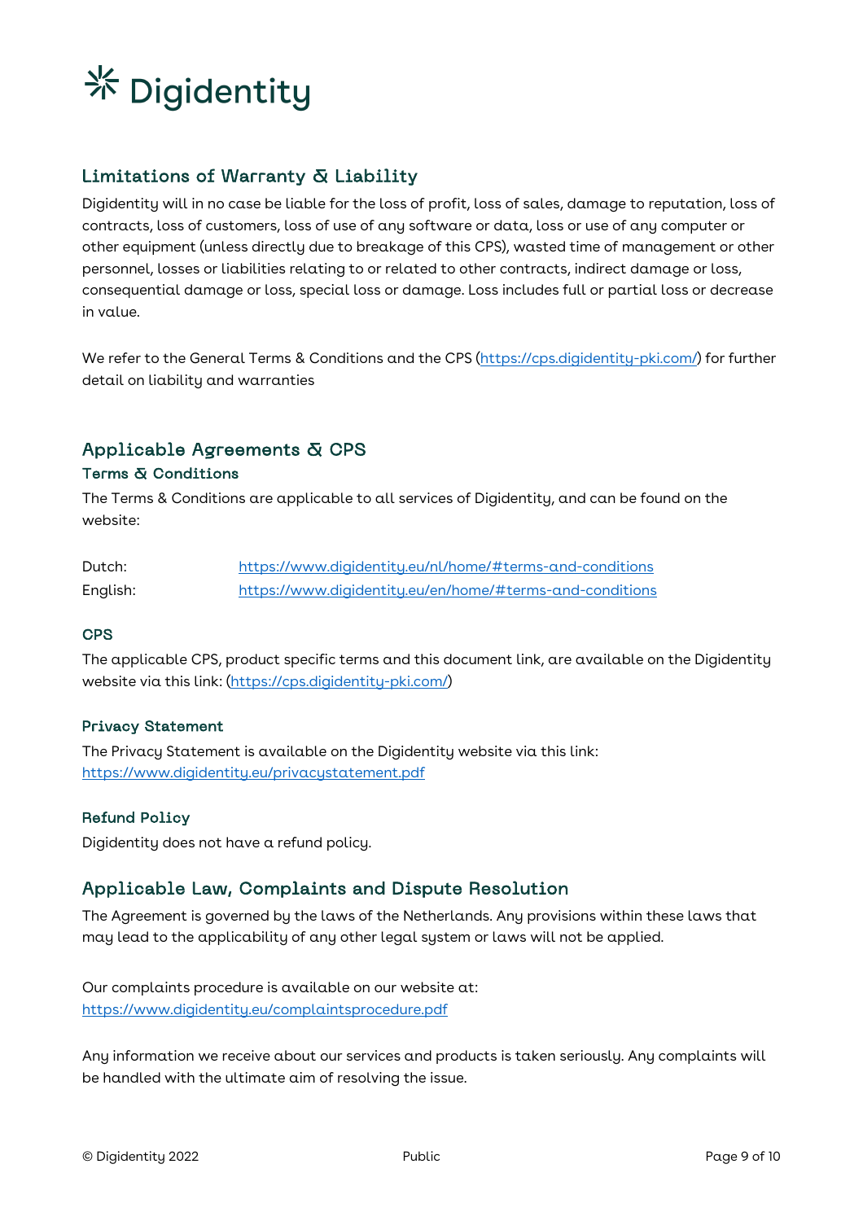# Digidentity

## Limitations of Warranty & Liability

Digidentity will in no case be liable for the loss of profit, loss of sales, damage to reputation, loss of contracts, loss of customers, loss of use of any software or data, loss or use of any computer or other equipment (unless directly due to breakage of this CPS), wasted time of management or other personnel, losses or liabilities relating to or related to other contracts, indirect damage or loss, consequential damage or loss, special loss or damage. Loss includes full or partial loss or decrease in value.

We refer to the General Terms & Conditions and the CPS (https://cps.digidentity-pki.com/) for further detail on liability and warranties

## Applicable Agreements & CPS

### Terms & Conditions

The Terms & Conditions are applicable to all services of Digidentity, and can be found on the website:

| | |
|---|---|
| Dutch: | https://www.digidentity.eu/nl/home/#terms-and-conditions |
| English: | https://www.digidentity.eu/en/home/#terms-and-conditions |

### CPS

The applicable CPS, product specific terms and this document link, are available on the Digidentity website via this link: (https://cps.digidentity-pki.com/)

### Privacy Statement

The Privacy Statement is available on the Digidentity website via this link:
https://www.digidentity.eu/privacystatement.pdf

### Refund Policy

Digidentity does not have a refund policy.

## Applicable Law, Complaints and Dispute Resolution

The Agreement is governed by the laws of the Netherlands. Any provisions within these laws that may lead to the applicability of any other legal system or laws will not be applied.

Our complaints procedure is available on our website at:
https://www.digidentity.eu/complaintsprocedure.pdf

Any information we receive about our services and products is taken seriously. Any complaints will be handled with the ultimate aim of resolving the issue.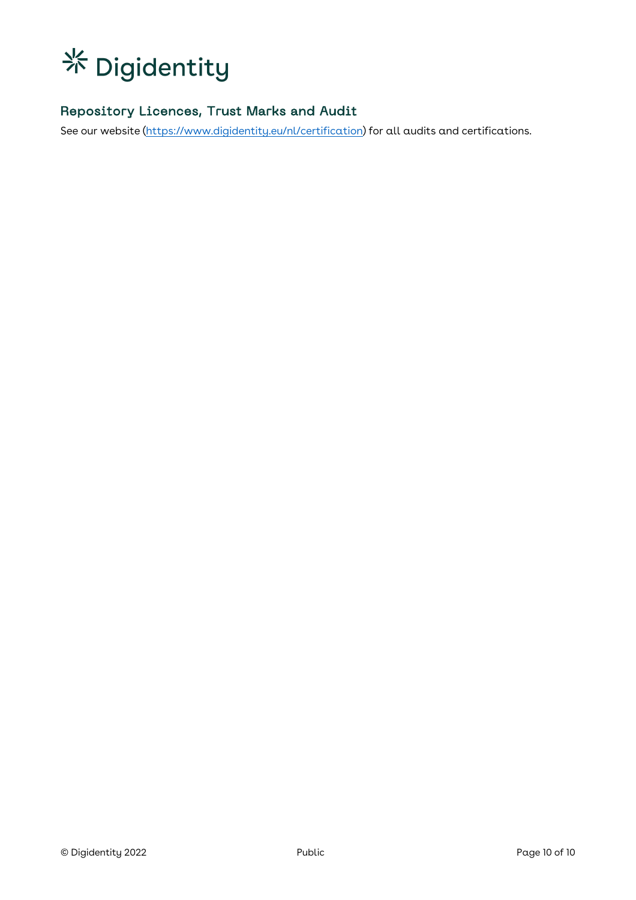## Repository Licences, Trust Marks and Audit

See our website (https://www.digidentity.eu/nl/certification) for all audits and certifications.